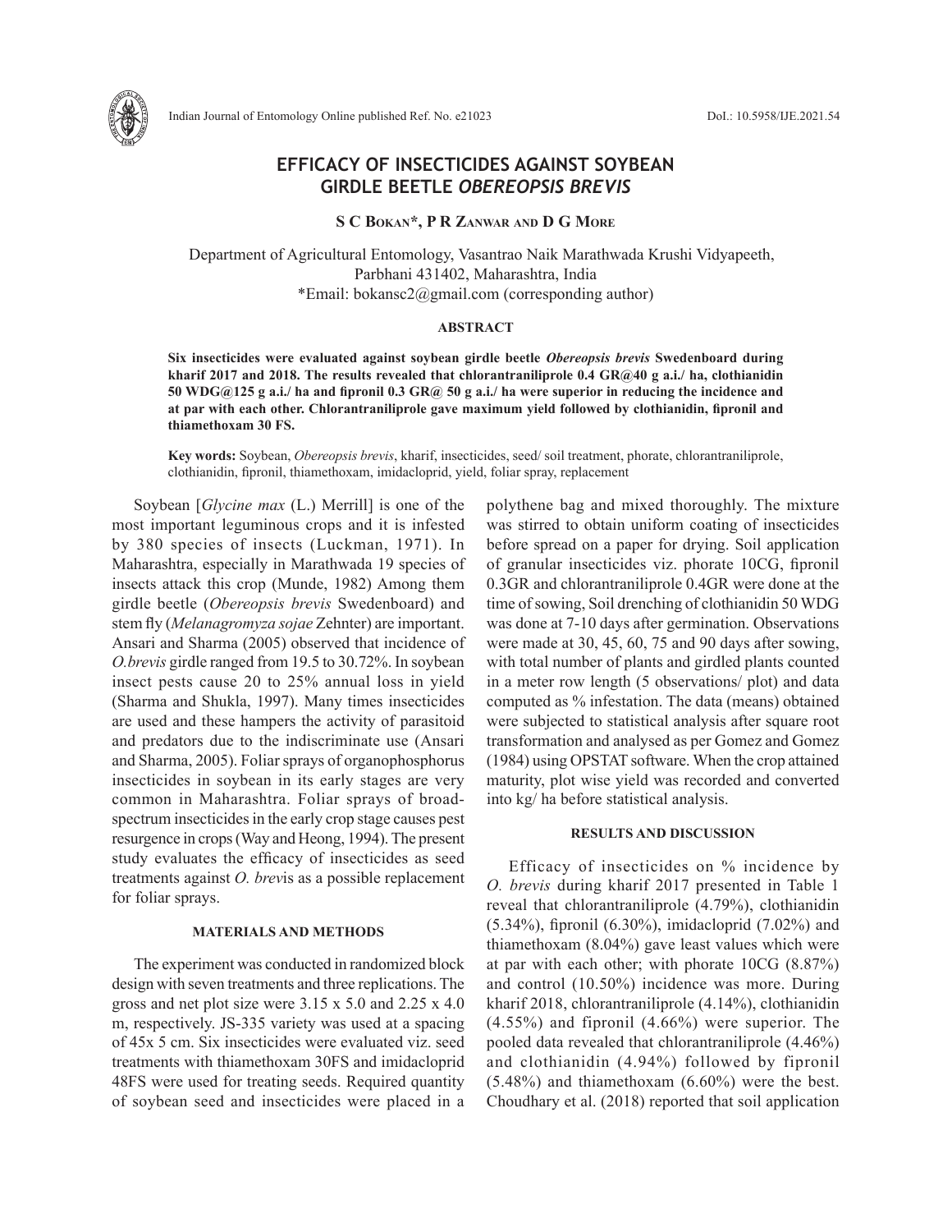# EFFICACY OF INSECTICIDES AGAINST SOYBEAN GIRDLE BEETLE *OBEREOPSIS BREVIS*

**S C Bokan\*, P R Zanwar and D G More**

Department of Agricultural Entomology, Vasantrao Naik Marathwada Krushi Vidyapeeth, Parbhani 431402, Maharashtra, India
\*Email: bokansc2@gmail.com (corresponding author)

## ABSTRACT

**Six insecticides were evaluated against soybean girdle beetle *Obereopsis brevis* Swedenboard during kharif 2017 and 2018. The results revealed that chlorantraniliprole 0.4 GR@40 g a.i./ ha, clothianidin 50 WDG@125 g a.i./ ha and fipronil 0.3 GR@ 50 g a.i./ ha were superior in reducing the incidence and at par with each other. Chlorantraniliprole gave maximum yield followed by clothianidin, fipronil and thiamethoxam 30 FS.**

**Key words:** Soybean, *Obereopsis brevis*, kharif, insecticides, seed/ soil treatment, phorate, chlorantraniliprole, clothianidin, fipronil, thiamethoxam, imidacloprid, yield, foliar spray, replacement

Soybean [*Glycine max* (L.) Merrill] is one of the most important leguminous crops and it is infested by 380 species of insects (Luckman, 1971). In Maharashtra, especially in Marathwada 19 species of insects attack this crop (Munde, 1982) Among them girdle beetle (*Obereopsis brevis* Swedenboard) and stem fly (*Melanagromyza sojae* Zehnter) are important. Ansari and Sharma (2005) observed that incidence of *O.brevis* girdle ranged from 19.5 to 30.72%. In soybean insect pests cause 20 to 25% annual loss in yield (Sharma and Shukla, 1997). Many times insecticides are used and these hampers the activity of parasitoid and predators due to the indiscriminate use (Ansari and Sharma, 2005). Foliar sprays of organophosphorus insecticides in soybean in its early stages are very common in Maharashtra. Foliar sprays of broad-spectrum insecticides in the early crop stage causes pest resurgence in crops (Way and Heong, 1994). The present study evaluates the efficacy of insecticides as seed treatments against *O. brevis* as a possible replacement for foliar sprays.

## MATERIALS AND METHODS

The experiment was conducted in randomized block design with seven treatments and three replications. The gross and net plot size were 3.15 x 5.0 and 2.25 x 4.0 m, respectively. JS-335 variety was used at a spacing of 45x 5 cm. Six insecticides were evaluated viz. seed treatments with thiamethoxam 30FS and imidacloprid 48FS were used for treating seeds. Required quantity of soybean seed and insecticides were placed in a polythene bag and mixed thoroughly. The mixture was stirred to obtain uniform coating of insecticides before spread on a paper for drying. Soil application of granular insecticides viz. phorate 10CG, fipronil 0.3GR and chlorantraniliprole 0.4GR were done at the time of sowing, Soil drenching of clothianidin 50 WDG was done at 7-10 days after germination. Observations were made at 30, 45, 60, 75 and 90 days after sowing, with total number of plants and girdled plants counted in a meter row length (5 observations/ plot) and data computed as % infestation. The data (means) obtained were subjected to statistical analysis after square root transformation and analysed as per Gomez and Gomez (1984) using OPSTAT software. When the crop attained maturity, plot wise yield was recorded and converted into kg/ ha before statistical analysis.

## RESULTS AND DISCUSSION

Efficacy of insecticides on % incidence by *O. brevis* during kharif 2017 presented in Table 1 reveal that chlorantraniliprole (4.79%), clothianidin (5.34%), fipronil (6.30%), imidacloprid (7.02%) and thiamethoxam (8.04%) gave least values which were at par with each other; with phorate 10CG (8.87%) and control (10.50%) incidence was more. During kharif 2018, chlorantraniliprole (4.14%), clothianidin (4.55%) and fipronil (4.66%) were superior. The pooled data revealed that chlorantraniliprole (4.46%) and clothianidin (4.94%) followed by fipronil (5.48%) and thiamethoxam (6.60%) were the best. Choudhary et al. (2018) reported that soil application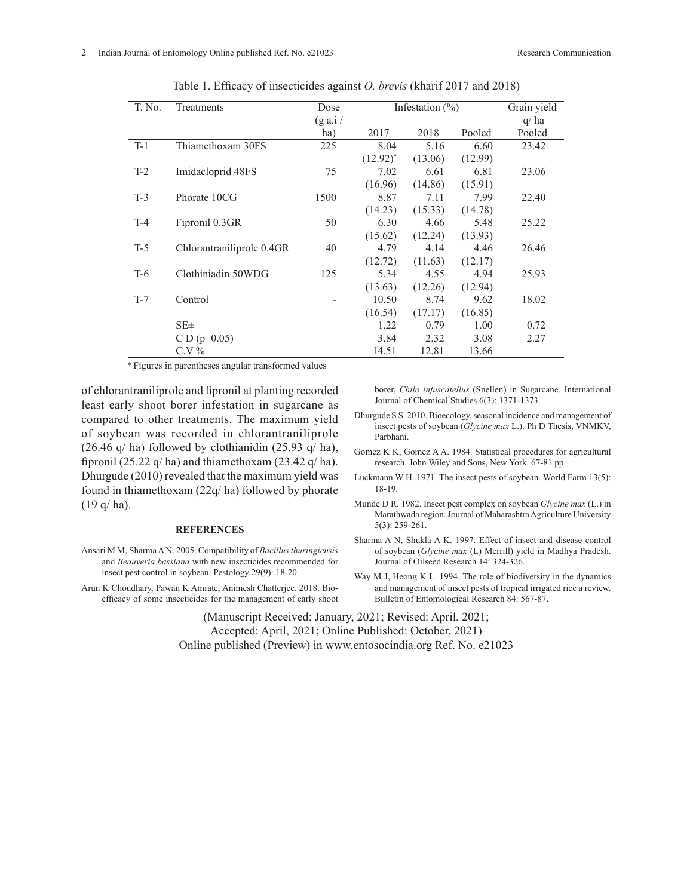Table 1. Efficacy of insecticides against *O. brevis* (kharif 2017 and 2018)

| T. No. | Treatments | Dose (g a.i / ha) | Infestation (%) | | | Grain yield q/ ha |
|---|---|---|---|---|---|---|
| | | | 2017 | 2018 | Pooled | Pooled |
| T-1 | Thiamethoxam 30FS | 225 | 8.04 (12.92)* | 5.16 (13.06) | 6.60 (12.99) | 23.42 |
| T-2 | Imidacloprid 48FS | 75 | 7.02 (16.96) | 6.61 (14.86) | 6.81 (15.91) | 23.06 |
| T-3 | Phorate 10CG | 1500 | 8.87 (14.23) | 7.11 (15.33) | 7.99 (14.78) | 22.40 |
| T-4 | Fipronil 0.3GR | 50 | 6.30 (15.62) | 4.66 (12.24) | 5.48 (13.93) | 25.22 |
| T-5 | Chlorantraniliprole 0.4GR | 40 | 4.79 (12.72) | 4.14 (11.63) | 4.46 (12.17) | 26.46 |
| T-6 | Clothiniadin 50WDG | 125 | 5.34 (13.63) | 4.55 (12.26) | 4.94 (12.94) | 25.93 |
| T-7 | Control | - | 10.50 (16.54) | 8.74 (17.17) | 9.62 (16.85) | 18.02 |
| | SE± | | 1.22 | 0.79 | 1.00 | 0.72 |
| | C D (p=0.05) | | 3.84 | 2.32 | 3.08 | 2.27 |
| | C.V % | | 14.51 | 12.81 | 13.66 | |

* Figures in parentheses angular transformed values

of chlorantraniliprole and fipronil at planting recorded least early shoot borer infestation in sugarcane as compared to other treatments. The maximum yield of soybean was recorded in chlorantraniliprole (26.46 q/ ha) followed by clothianidin (25.93 q/ ha), fipronil (25.22 q/ ha) and thiamethoxam (23.42 q/ ha). Dhurgude (2010) revealed that the maximum yield was found in thiamethoxam (22q/ ha) followed by phorate (19 q/ ha).

## REFERENCES

Ansari M M, Sharma A N. 2005. Compatibility of *Bacillus thuringiensis* and *Beauveria bassiana* with new insecticides recommended for insect pest control in soybean. Pestology 29(9): 18-20.

Arun K Choudhary, Pawan K Amrate, Animesh Chatterjee. 2018. Bio-efficacy of some insecticides for the management of early shoot borer, *Chilo infuscatellus* (Snellen) in Sugarcane. International Journal of Chemical Studies 6(3): 1371-1373.

Dhurgude S S. 2010. Bioecology, seasonal incidence and management of insect pests of soybean (*Glycine max* L.). Ph D Thesis, VNMKV, Parbhani.

Gomez K K, Gomez A A. 1984. Statistical procedures for agricultural research. John Wiley and Sons, New York. 67-81 pp.

Luckmann W H. 1971. The insect pests of soybean. World Farm 13(5): 18-19.

Munde D R. 1982. Insect pest complex on soybean *Glycine max* (L.) in Marathwada region. Journal of Maharashtra Agriculture University 5(3): 259-261.

Sharma A N, Shukla A K. 1997. Effect of insect and disease control of soybean (*Glycine max* (L) Merrill) yield in Madhya Pradesh. Journal of Oilseed Research 14: 324-326.

Way M J, Heong K L. 1994. The role of biodiversity in the dynamics and management of insect pests of tropical irrigated rice a review. Bulletin of Entomological Research 84: 567-87.

(Manuscript Received: January, 2021; Revised: April, 2021;
Accepted: April, 2021; Online Published: October, 2021)
Online published (Preview) in www.entosocindia.org Ref. No. e21023